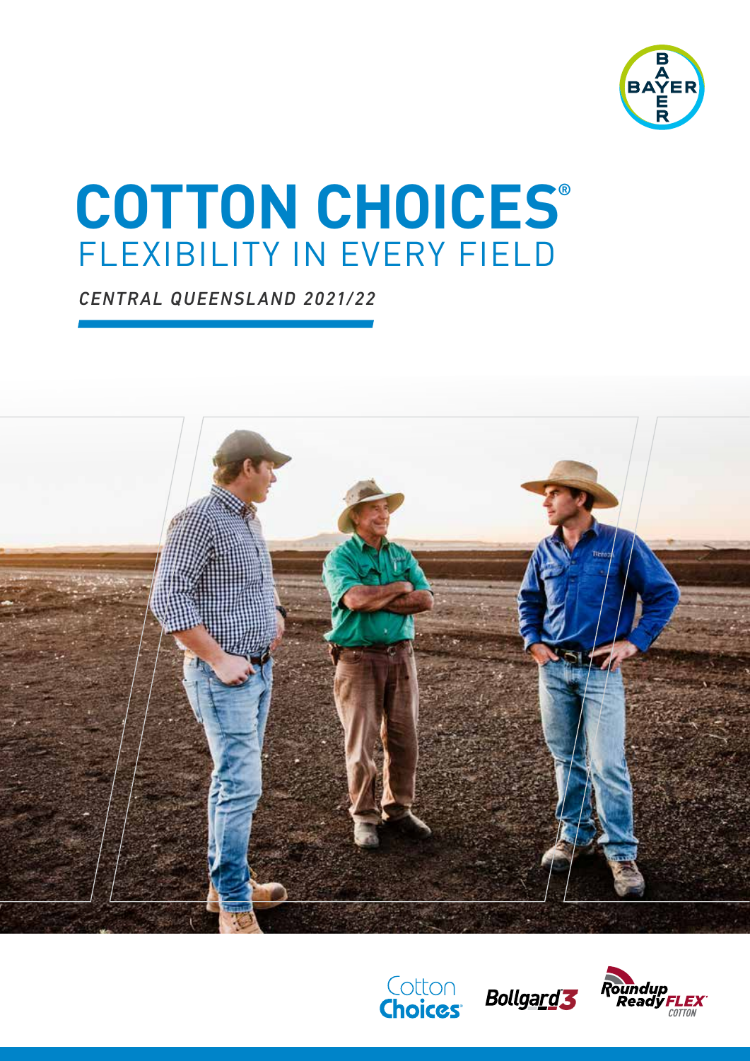# COTTON CHOICES®

## FLEXIBILITY IN EVERY FIELD

*CENTRAL QUEENSLAND 2021/22*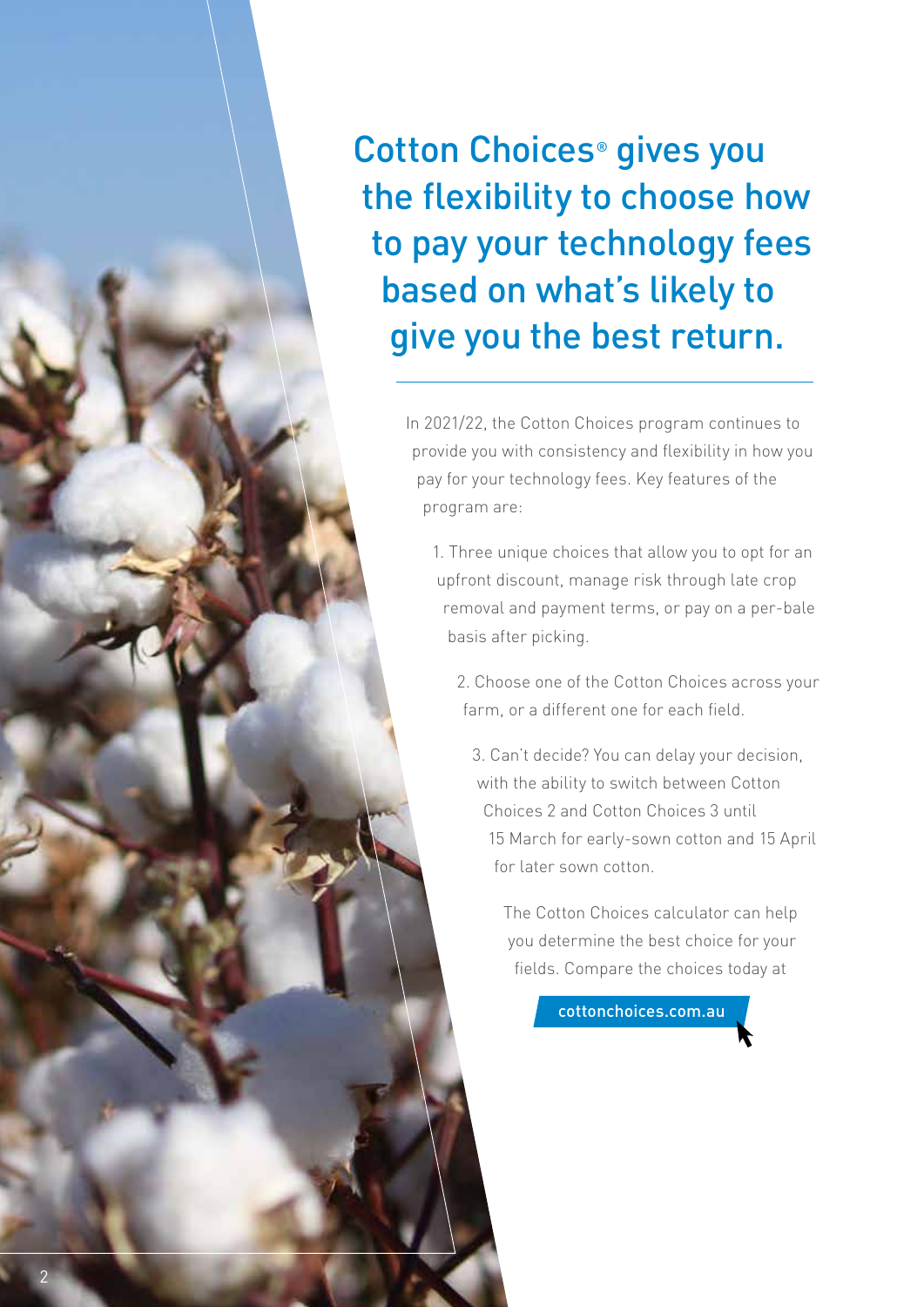# Cotton Choices® gives you the flexibility to choose how to pay your technology fees based on what's likely to give you the best return.

In 2021/22, the Cotton Choices program continues to provide you with consistency and flexibility in how you pay for your technology fees. Key features of the program are:

1. Three unique choices that allow you to opt for an upfront discount, manage risk through late crop removal and payment terms, or pay on a per-bale basis after picking.
2. Choose one of the Cotton Choices across your farm, or a different one for each field.
3. Can't decide? You can delay your decision, with the ability to switch between Cotton Choices 2 and Cotton Choices 3 until 15 March for early-sown cotton and 15 April for later sown cotton.

The Cotton Choices calculator can help you determine the best choice for your fields. Compare the choices today at

cottonchoices.com.au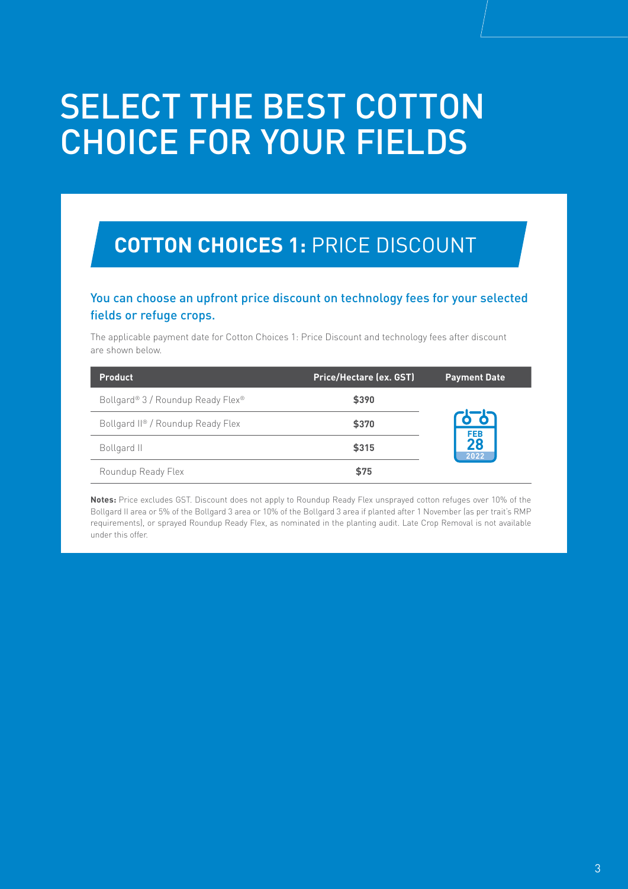# SELECT THE BEST COTTON CHOICE FOR YOUR FIELDS

## **COTTON CHOICES 1:** PRICE DISCOUNT

### You can choose an upfront price discount on technology fees for your selected fields or refuge crops.

The applicable payment date for Cotton Choices 1: Price Discount and technology fees after discount are shown below.

| Product | Price/Hectare (ex. GST) | Payment Date |
|---|---|---|
| Bollgard® 3 / Roundup Ready Flex® | **$390** | FEB 28 2022 |
| Bollgard II® / Roundup Ready Flex | **$370** | |
| Bollgard II | **$315** | |
| Roundup Ready Flex | **$75** | |

**Notes:** Price excludes GST. Discount does not apply to Roundup Ready Flex unsprayed cotton refuges over 10% of the Bollgard II area or 5% of the Bollgard 3 area or 10% of the Bollgard 3 area if planted after 1 November (as per trait's RMP requirements), or sprayed Roundup Ready Flex, as nominated in the planting audit. Late Crop Removal is not available under this offer.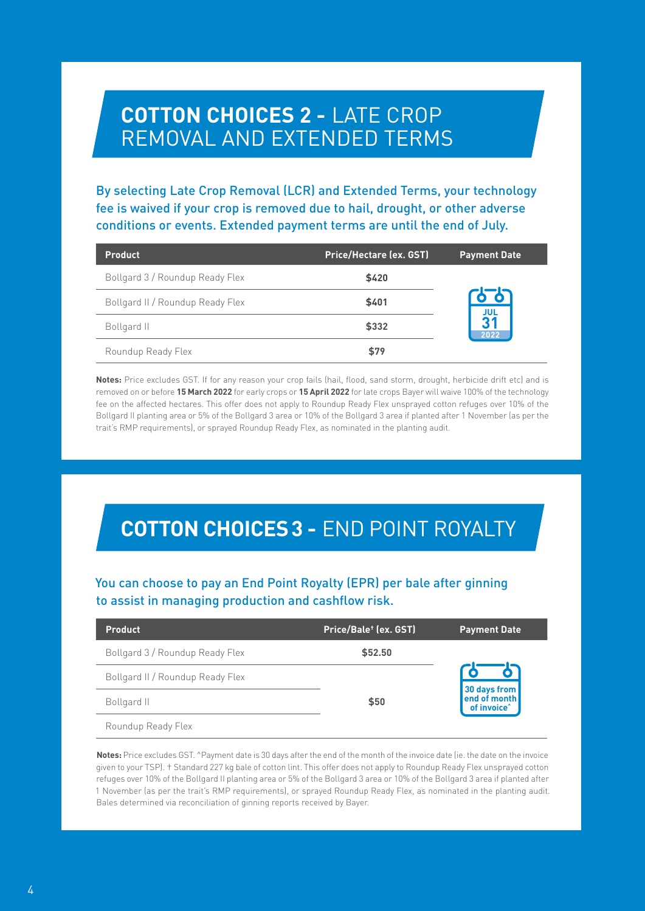## COTTON CHOICES 2 - LATE CROP REMOVAL AND EXTENDED TERMS

By selecting Late Crop Removal (LCR) and Extended Terms, your technology fee is waived if your crop is removed due to hail, drought, or other adverse conditions or events. Extended payment terms are until the end of July.

| Product | Price/Hectare (ex. GST) | Payment Date |
| --- | --- | --- |
| Bollgard 3 / Roundup Ready Flex | **$420** | JUL 31 2022 |
| Bollgard II / Roundup Ready Flex | **$401** | |
| Bollgard II | **$332** | |
| Roundup Ready Flex | **$79** | |

**Notes:** Price excludes GST. If for any reason your crop fails (hail, flood, sand storm, drought, herbicide drift etc) and is removed on or before **15 March 2022** for early crops or **15 April 2022** for late crops Bayer will waive 100% of the technology fee on the affected hectares. This offer does not apply to Roundup Ready Flex unsprayed cotton refuges over 10% of the Bollgard II planting area or 5% of the Bollgard 3 area or 10% of the Bollgard 3 area if planted after 1 November (as per the trait's RMP requirements), or sprayed Roundup Ready Flex, as nominated in the planting audit.

## COTTON CHOICES 3 - END POINT ROYALTY

You can choose to pay an End Point Royalty (EPR) per bale after ginning to assist in managing production and cashflow risk.

| Product | Price/Bale† (ex. GST) | Payment Date |
| --- | --- | --- |
| Bollgard 3 / Roundup Ready Flex | **$52.50** | 30 days from end of month of invoice^ |
| Bollgard II / Roundup Ready Flex | **$50** | |
| Bollgard II | | |
| Roundup Ready Flex | | |

**Notes:** Price excludes GST. ^Payment date is 30 days after the end of the month of the invoice date (ie. the date on the invoice given to your TSP). † Standard 227 kg bale of cotton lint. This offer does not apply to Roundup Ready Flex unsprayed cotton refuges over 10% of the Bollgard II planting area or 5% of the Bollgard 3 area or 10% of the Bollgard 3 area if planted after 1 November (as per the trait's RMP requirements), or sprayed Roundup Ready Flex, as nominated in the planting audit. Bales determined via reconciliation of ginning reports received by Bayer.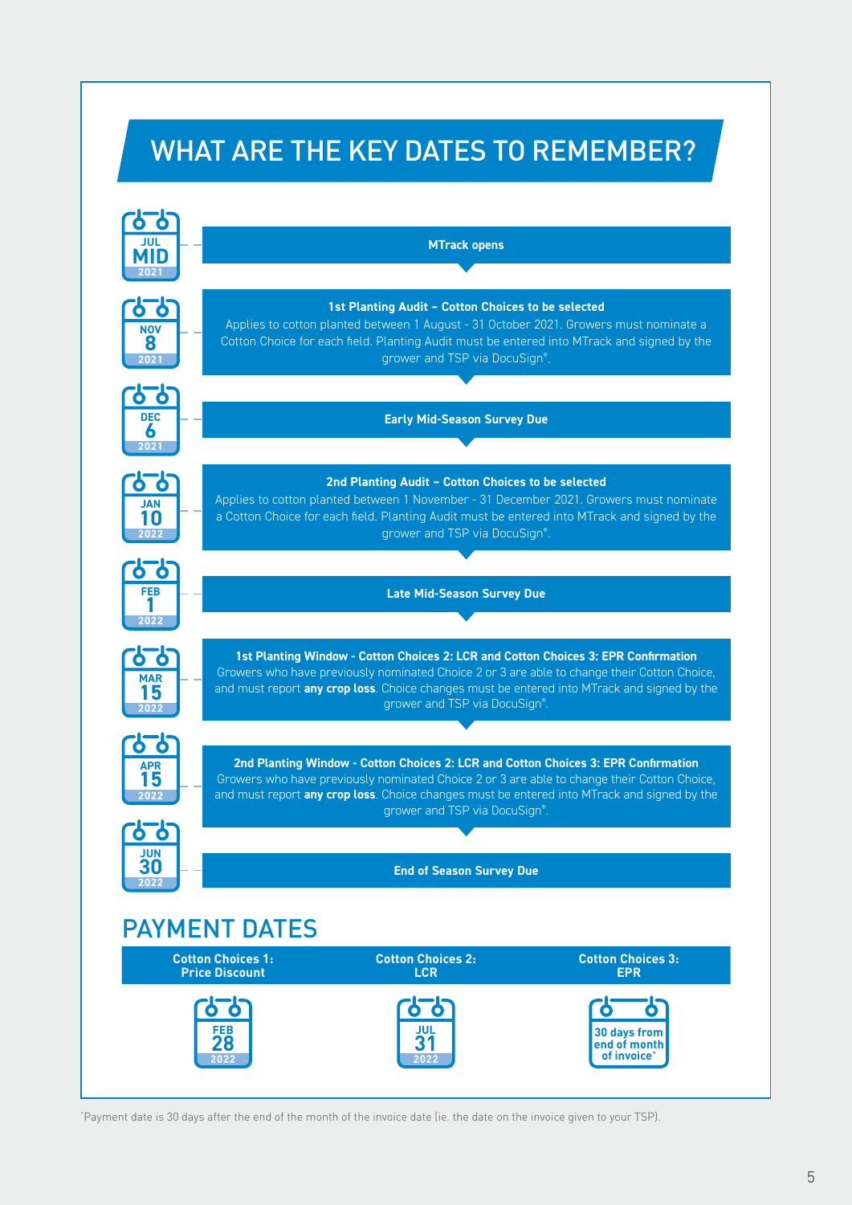# WHAT ARE THE KEY DATES TO REMEMBER?

**JUL MID 2021**

**MTrack opens**

**NOV 8 2021**

**1st Planting Audit – Cotton Choices to be selected**
Applies to cotton planted between 1 August - 31 October 2021. Growers must nominate a Cotton Choice for each field. Planting Audit must be entered into MTrack and signed by the grower and TSP via DocuSign®.

**DEC 6 2021**

**Early Mid-Season Survey Due**

**JAN 10 2022**

**2nd Planting Audit – Cotton Choices to be selected**
Applies to cotton planted between 1 November - 31 December 2021. Growers must nominate a Cotton Choice for each field. Planting Audit must be entered into MTrack and signed by the grower and TSP via DocuSign®.

**FEB 1 2022**

**Late Mid-Season Survey Due**

**MAR 15 2022**

**1st Planting Window - Cotton Choices 2: LCR and Cotton Choices 3: EPR Confirmation**
Growers who have previously nominated Choice 2 or 3 are able to change their Cotton Choice, and must report **any crop loss**. Choice changes must be entered into MTrack and signed by the grower and TSP via DocuSign®.

**APR 15 2022**

**2nd Planting Window - Cotton Choices 2: LCR and Cotton Choices 3: EPR Confirmation**
Growers who have previously nominated Choice 2 or 3 are able to change their Cotton Choice, and must report **any crop loss**. Choice changes must be entered into MTrack and signed by the grower and TSP via DocuSign®.

**JUN 30 2022**

**End of Season Survey Due**

## PAYMENT DATES

| Cotton Choices 1: Price Discount | Cotton Choices 2: LCR | Cotton Choices 3: EPR |
|---|---|---|
| FEB 28 2022 | JUL 31 2022 | 30 days from end of month of invoice^ |

^Payment date is 30 days after the end of the month of the invoice date (ie. the date on the invoice given to your TSP).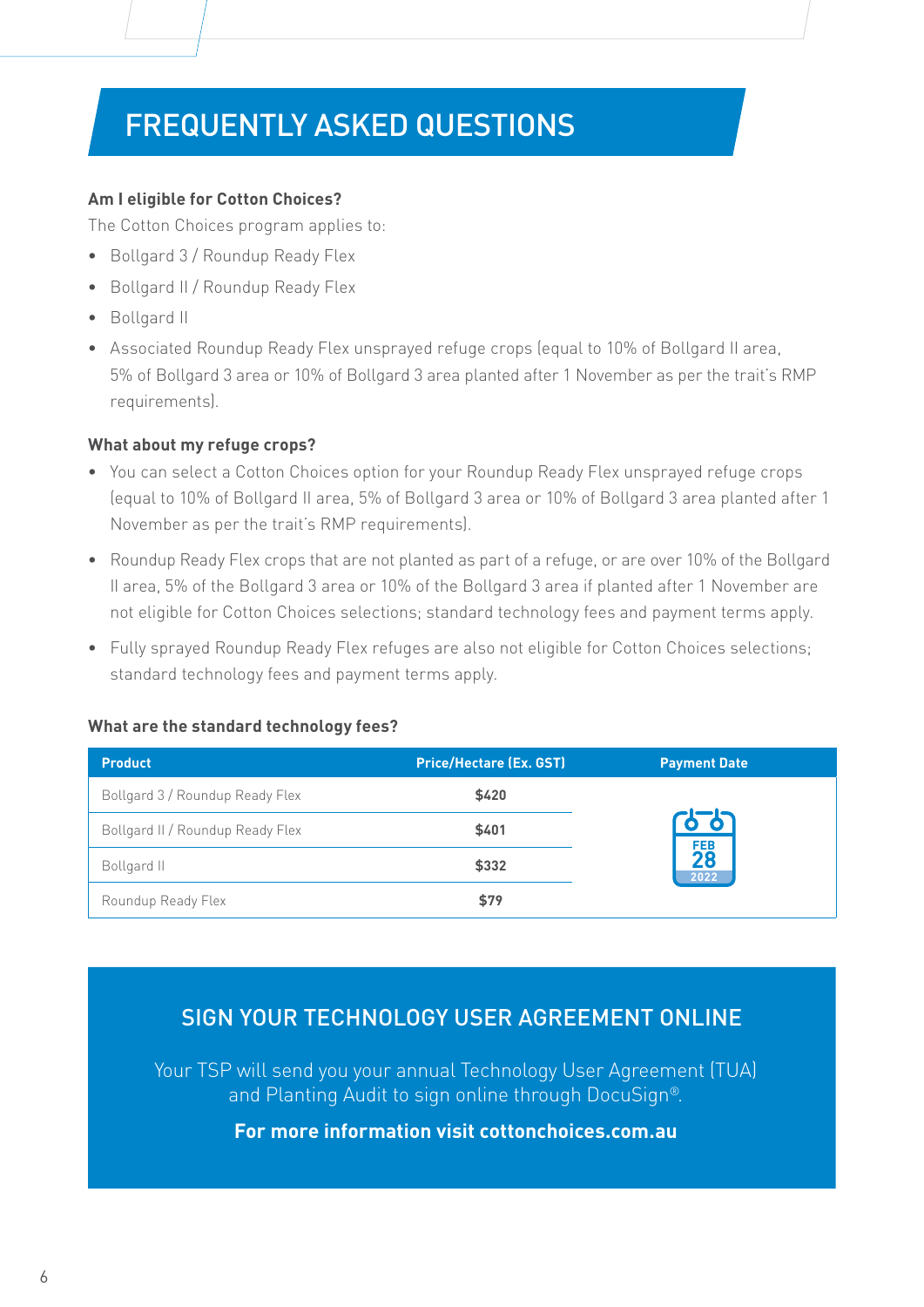# FREQUENTLY ASKED QUESTIONS

**Am I eligible for Cotton Choices?**

The Cotton Choices program applies to:

- Bollgard 3 / Roundup Ready Flex
- Bollgard II / Roundup Ready Flex
- Bollgard II
- Associated Roundup Ready Flex unsprayed refuge crops (equal to 10% of Bollgard II area, 5% of Bollgard 3 area or 10% of Bollgard 3 area planted after 1 November as per the trait's RMP requirements).

**What about my refuge crops?**

- You can select a Cotton Choices option for your Roundup Ready Flex unsprayed refuge crops (equal to 10% of Bollgard II area, 5% of Bollgard 3 area or 10% of Bollgard 3 area planted after 1 November as per the trait's RMP requirements).
- Roundup Ready Flex crops that are not planted as part of a refuge, or are over 10% of the Bollgard II area, 5% of the Bollgard 3 area or 10% of the Bollgard 3 area if planted after 1 November are not eligible for Cotton Choices selections; standard technology fees and payment terms apply.
- Fully sprayed Roundup Ready Flex refuges are also not eligible for Cotton Choices selections; standard technology fees and payment terms apply.

**What are the standard technology fees?**

| Product | Price/Hectare (Ex. GST) | Payment Date |
|---|---|---|
| Bollgard 3 / Roundup Ready Flex | $420 | FEB 28 2022 |
| Bollgard II / Roundup Ready Flex | $401 | |
| Bollgard II | $332 | |
| Roundup Ready Flex | $79 | |

## SIGN YOUR TECHNOLOGY USER AGREEMENT ONLINE

Your TSP will send you your annual Technology User Agreement (TUA) and Planting Audit to sign online through DocuSign®.

**For more information visit cottonchoices.com.au**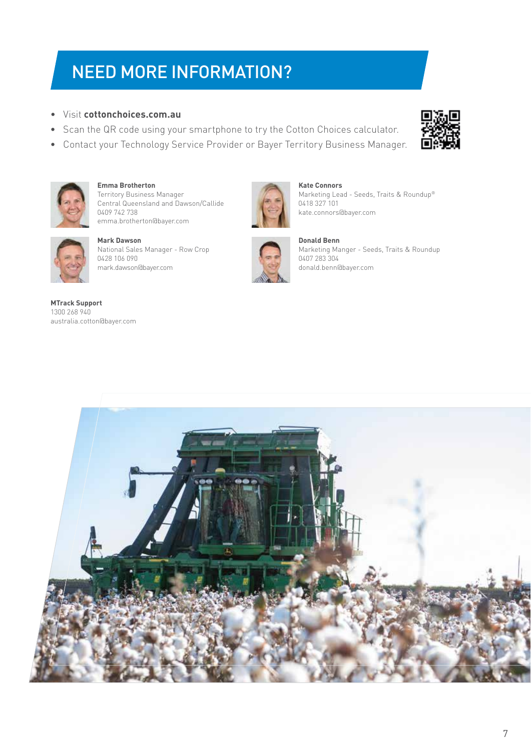# NEED MORE INFORMATION?

- Visit **cottonchoices.com.au**
- Scan the QR code using your smartphone to try the Cotton Choices calculator.
- Contact your Technology Service Provider or Bayer Territory Business Manager.

**Emma Brotherton**
Territory Business Manager
Central Queensland and Dawson/Callide
0409 742 738
emma.brotherton@bayer.com

**Kate Connors**
Marketing Lead - Seeds, Traits & Roundup®
0418 327 101
kate.connors@bayer.com

**Mark Dawson**
National Sales Manager - Row Crop
0428 106 090
mark.dawson@bayer.com

**Donald Benn**
Marketing Manger - Seeds, Traits & Roundup
0407 283 304
donald.benn@bayer.com

**MTrack Support**
1300 268 940
australia.cotton@bayer.com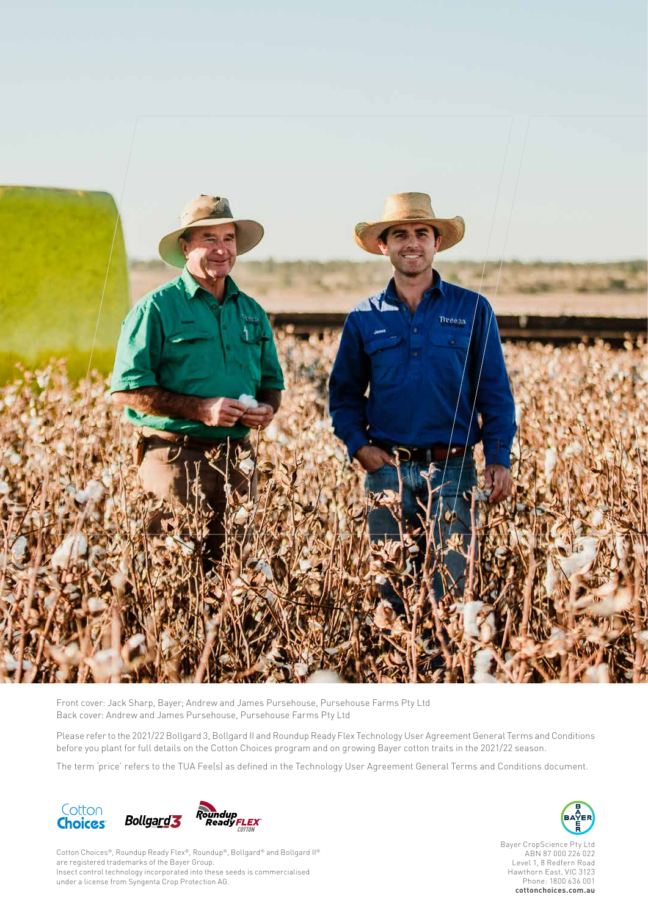Front cover: Jack Sharp, Bayer; Andrew and James Pursehouse, Pursehouse Farms Pty Ltd
Back cover: Andrew and James Pursehouse, Pursehouse Farms Pty Ltd

Please refer to the 2021/22 Bollgard 3, Bollgard II and Roundup Ready Flex Technology User Agreement General Terms and Conditions before you plant for full details on the Cotton Choices program and on growing Bayer cotton traits in the 2021/22 season.

The term 'price' refers to the TUA Fee(s) as defined in the Technology User Agreement General Terms and Conditions document.

Cotton Choices®, Roundup Ready Flex®, Roundup®, Bollgard® and Bollgard II® are registered trademarks of the Bayer Group.
Insect control technology incorporated into these seeds is commercialised under a license from Syngenta Crop Protection AG.

Bayer CropScience Pty Ltd
ABN 87 000 226 022
Level 1, 8 Redfern Road
Hawthorn East, VIC 3123
Phone: 1800 636 001
**cottonchoices.com.au**